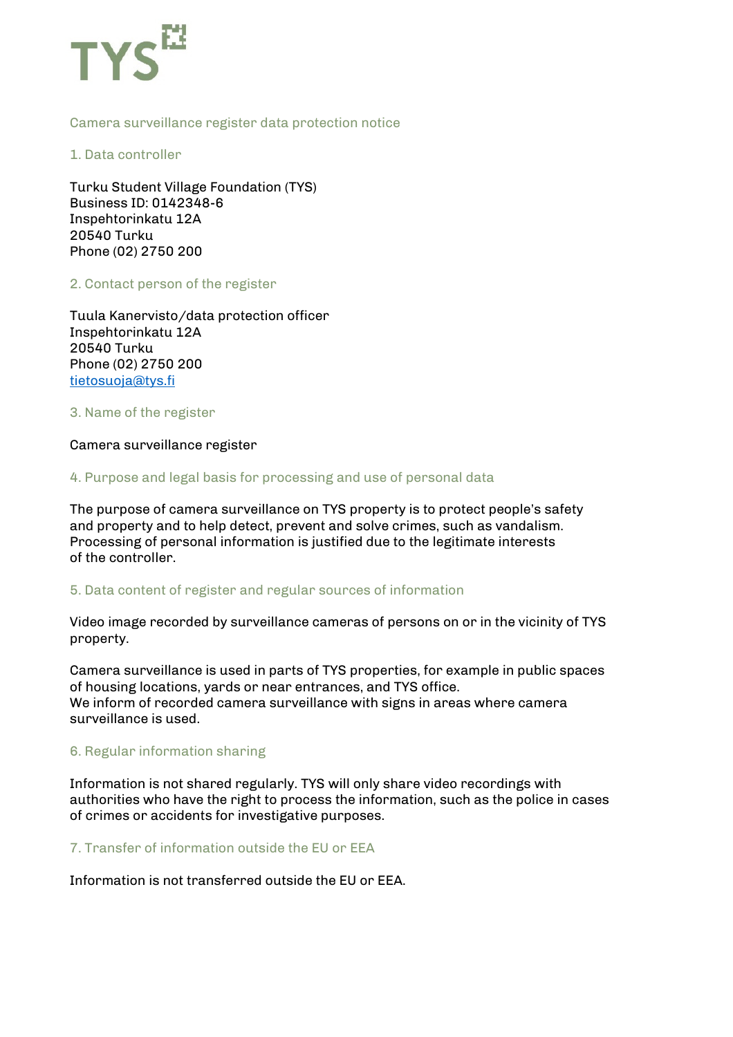TYS

# Camera surveillance register data protection notice

## 1. Data controller

Turku Student Village Foundation (TYS)
Business ID: 0142348-6
Inspehtorinkatu 12A
20540 Turku
Phone (02) 2750 200

## 2. Contact person of the register

Tuula Kanervisto/data protection officer
Inspehtorinkatu 12A
20540 Turku
Phone (02) 2750 200
tietosuoja@tys.fi

## 3. Name of the register

Camera surveillance register

## 4. Purpose and legal basis for processing and use of personal data

The purpose of camera surveillance on TYS property is to protect people's safety and property and to help detect, prevent and solve crimes, such as vandalism. Processing of personal information is justified due to the legitimate interests of the controller.

## 5. Data content of register and regular sources of information

Video image recorded by surveillance cameras of persons on or in the vicinity of TYS property.

Camera surveillance is used in parts of TYS properties, for example in public spaces of housing locations, yards or near entrances, and TYS office.
We inform of recorded camera surveillance with signs in areas where camera surveillance is used.

## 6. Regular information sharing

Information is not shared regularly. TYS will only share video recordings with authorities who have the right to process the information, such as the police in cases of crimes or accidents for investigative purposes.

## 7. Transfer of information outside the EU or EEA

Information is not transferred outside the EU or EEA.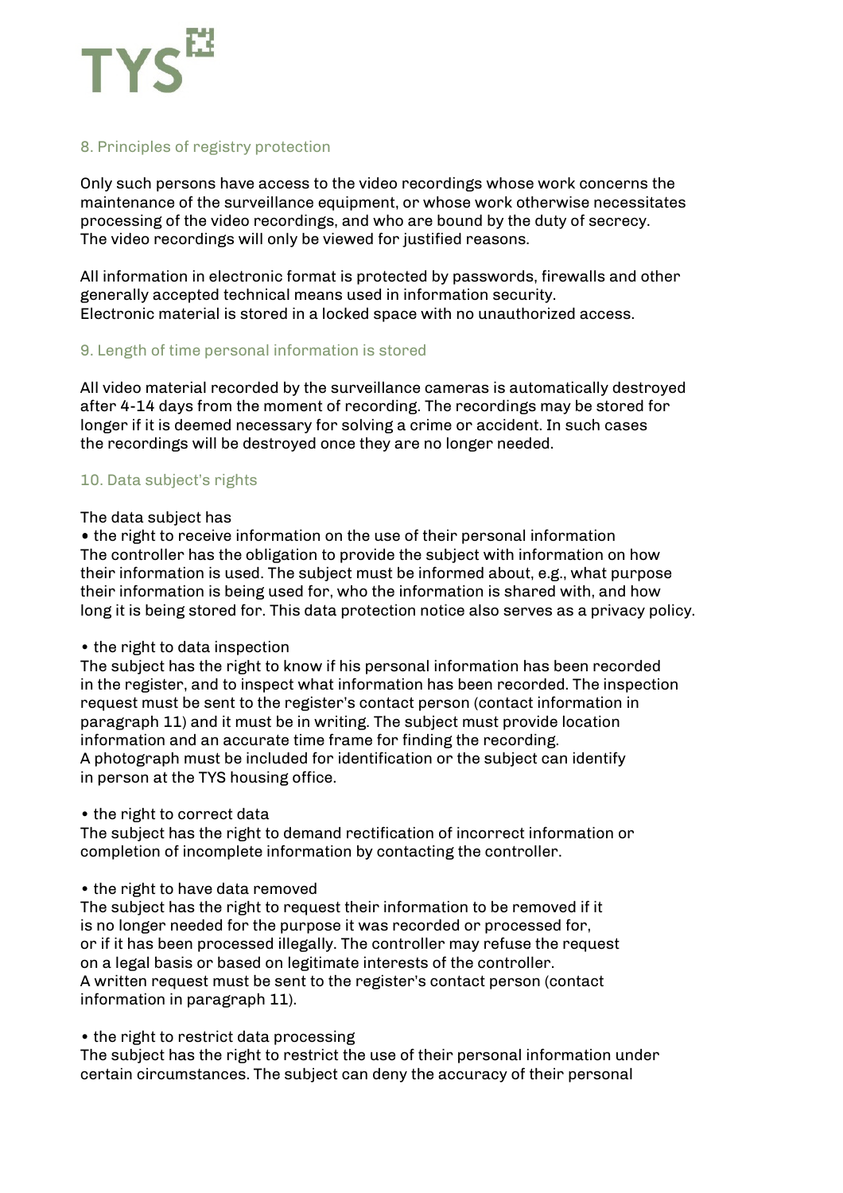## 8. Principles of registry protection

Only such persons have access to the video recordings whose work concerns the maintenance of the surveillance equipment, or whose work otherwise necessitates processing of the video recordings, and who are bound by the duty of secrecy. The video recordings will only be viewed for justified reasons.

All information in electronic format is protected by passwords, firewalls and other generally accepted technical means used in information security. Electronic material is stored in a locked space with no unauthorized access.

## 9. Length of time personal information is stored

All video material recorded by the surveillance cameras is automatically destroyed after 4-14 days from the moment of recording. The recordings may be stored for longer if it is deemed necessary for solving a crime or accident. In such cases the recordings will be destroyed once they are no longer needed.

## 10. Data subject's rights

The data subject has

- the right to receive information on the use of their personal information
The controller has the obligation to provide the subject with information on how their information is used. The subject must be informed about, e.g., what purpose their information is being used for, who the information is shared with, and how long it is being stored for. This data protection notice also serves as a privacy policy.

- the right to data inspection
The subject has the right to know if his personal information has been recorded in the register, and to inspect what information has been recorded. The inspection request must be sent to the register's contact person (contact information in paragraph 11) and it must be in writing. The subject must provide location information and an accurate time frame for finding the recording. A photograph must be included for identification or the subject can identify in person at the TYS housing office.

- the right to correct data
The subject has the right to demand rectification of incorrect information or completion of incomplete information by contacting the controller.

- the right to have data removed
The subject has the right to request their information to be removed if it is no longer needed for the purpose it was recorded or processed for, or if it has been processed illegally. The controller may refuse the request on a legal basis or based on legitimate interests of the controller. A written request must be sent to the register's contact person (contact information in paragraph 11).

- the right to restrict data processing
The subject has the right to restrict the use of their personal information under certain circumstances. The subject can deny the accuracy of their personal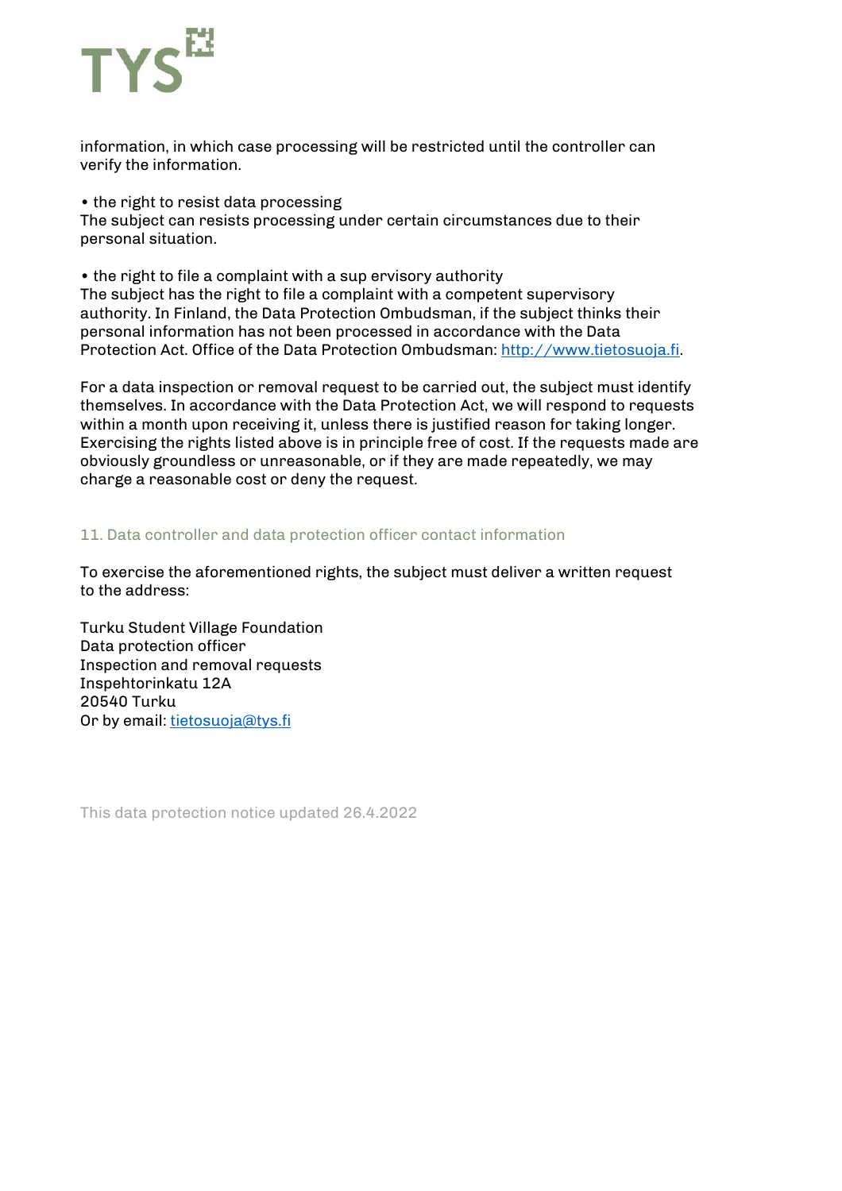information, in which case processing will be restricted until the controller can verify the information.

• the right to resist data processing
The subject can resists processing under certain circumstances due to their personal situation.

• the right to file a complaint with a sup ervisory authority
The subject has the right to file a complaint with a competent supervisory authority. In Finland, the Data Protection Ombudsman, if the subject thinks their personal information has not been processed in accordance with the Data Protection Act. Office of the Data Protection Ombudsman: http://www.tietosuoja.fi.

For a data inspection or removal request to be carried out, the subject must identify themselves. In accordance with the Data Protection Act, we will respond to requests within a month upon receiving it, unless there is justified reason for taking longer. Exercising the rights listed above is in principle free of cost. If the requests made are obviously groundless or unreasonable, or if they are made repeatedly, we may charge a reasonable cost or deny the request.

## 11. Data controller and data protection officer contact information

To exercise the aforementioned rights, the subject must deliver a written request to the address:

Turku Student Village Foundation
Data protection officer
Inspection and removal requests
Inspehtorinkatu 12A
20540 Turku
Or by email: tietosuoja@tys.fi

This data protection notice updated 26.4.2022